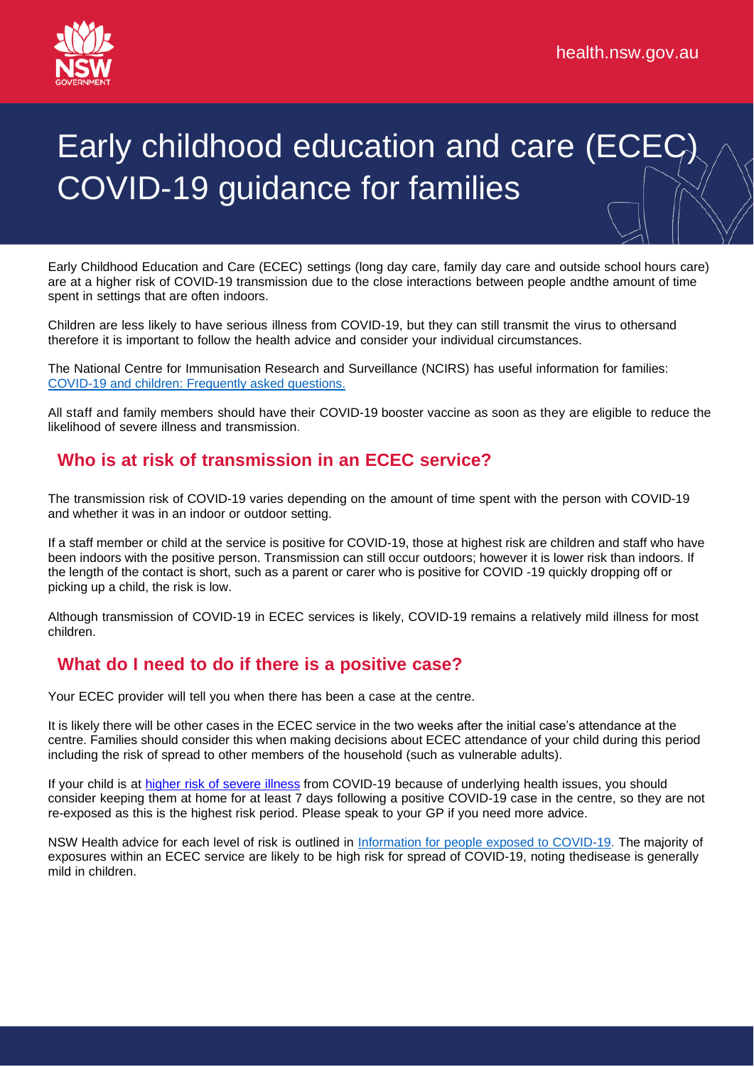# Early childhood education and care (ECEC) COVID-19 guidance for families

Early Childhood Education and Care (ECEC) settings (long day care, family day care and outside school hours care) are at a higher risk of COVID-19 transmission due to the close interactions between people andthe amount of time spent in settings that are often indoors.

Children are less likely to have serious illness from COVID-19, but they can still transmit the virus to othersand therefore it is important to follow the health advice and consider your individual circumstances.

The National Centre for Immunisation Research and Surveillance (NCIRS) has useful information for families: [COVID-19 and children: Frequently asked questions.](#)

All staff and family members should have their COVID-19 booster vaccine as soon as they are eligible to reduce the likelihood of severe illness and transmission.

## Who is at risk of transmission in an ECEC service?

The transmission risk of COVID-19 varies depending on the amount of time spent with the person with COVID-19 and whether it was in an indoor or outdoor setting.

If a staff member or child at the service is positive for COVID-19, those at highest risk are children and staff who have been indoors with the positive person. Transmission can still occur outdoors; however it is lower risk than indoors. If the length of the contact is short, such as a parent or carer who is positive for COVID -19 quickly dropping off or picking up a child, the risk is low.

Although transmission of COVID-19 in ECEC services is likely, COVID-19 remains a relatively mild illness for most children.

## What do I need to do if there is a positive case?

Your ECEC provider will tell you when there has been a case at the centre.

It is likely there will be other cases in the ECEC service in the two weeks after the initial case's attendance at the centre. Families should consider this when making decisions about ECEC attendance of your child during this period including the risk of spread to other members of the household (such as vulnerable adults).

If your child is at [higher risk of severe illness](#) from COVID-19 because of underlying health issues, you should consider keeping them at home for at least 7 days following a positive COVID-19 case in the centre, so they are not re-exposed as this is the highest risk period. Please speak to your GP if you need more advice.

NSW Health advice for each level of risk is outlined in [Information for people exposed to COVID-19](#). The majority of exposures within an ECEC service are likely to be high risk for spread of COVID-19, noting thedisease is generally mild in children.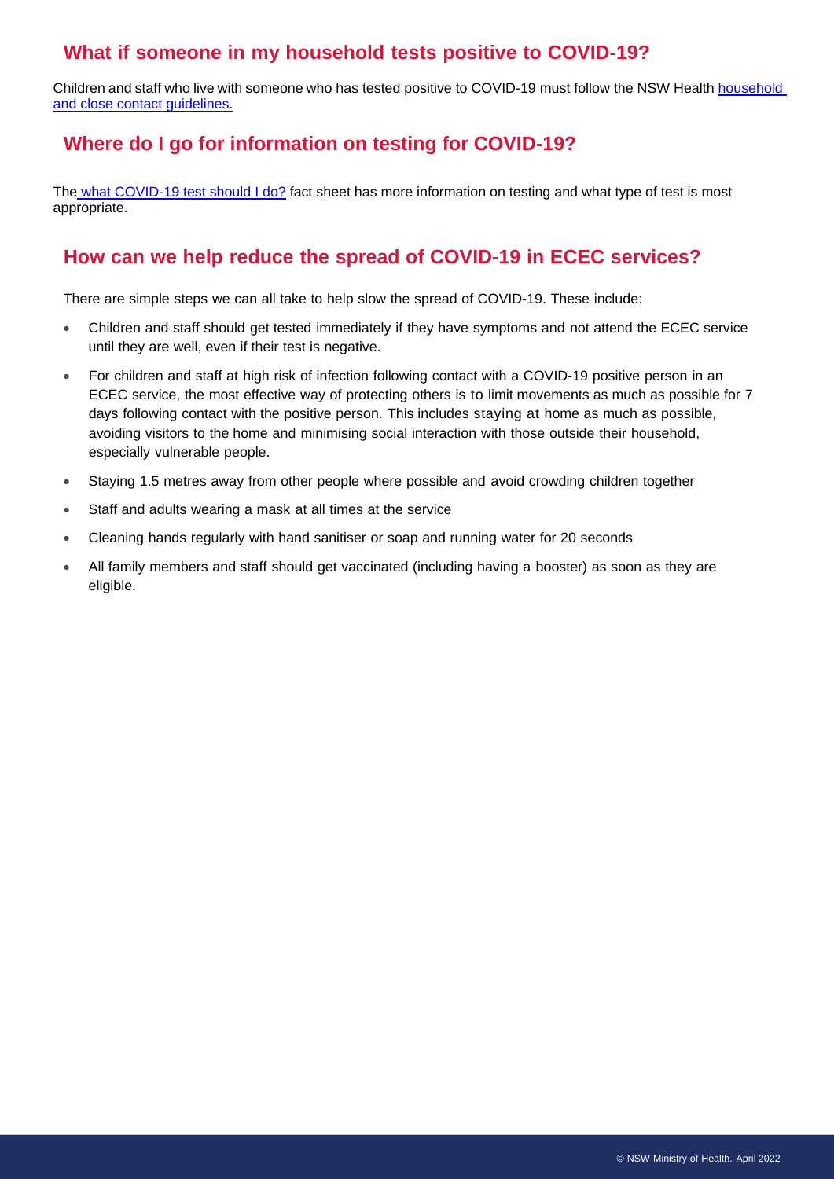## What if someone in my household tests positive to COVID-19?

Children and staff who live with someone who has tested positive to COVID-19 must follow the NSW Health household and close contact guidelines.

## Where do I go for information on testing for COVID-19?

The what COVID-19 test should I do? fact sheet has more information on testing and what type of test is most appropriate.

## How can we help reduce the spread of COVID-19 in ECEC services?

There are simple steps we can all take to help slow the spread of COVID-19. These include:

- Children and staff should get tested immediately if they have symptoms and not attend the ECEC service until they are well, even if their test is negative.
- For children and staff at high risk of infection following contact with a COVID-19 positive person in an ECEC service, the most effective way of protecting others is to limit movements as much as possible for 7 days following contact with the positive person. This includes staying at home as much as possible, avoiding visitors to the home and minimising social interaction with those outside their household, especially vulnerable people.
- Staying 1.5 metres away from other people where possible and avoid crowding children together
- Staff and adults wearing a mask at all times at the service
- Cleaning hands regularly with hand sanitiser or soap and running water for 20 seconds
- All family members and staff should get vaccinated (including having a booster) as soon as they are eligible.

© NSW Ministry of Health. April 2022